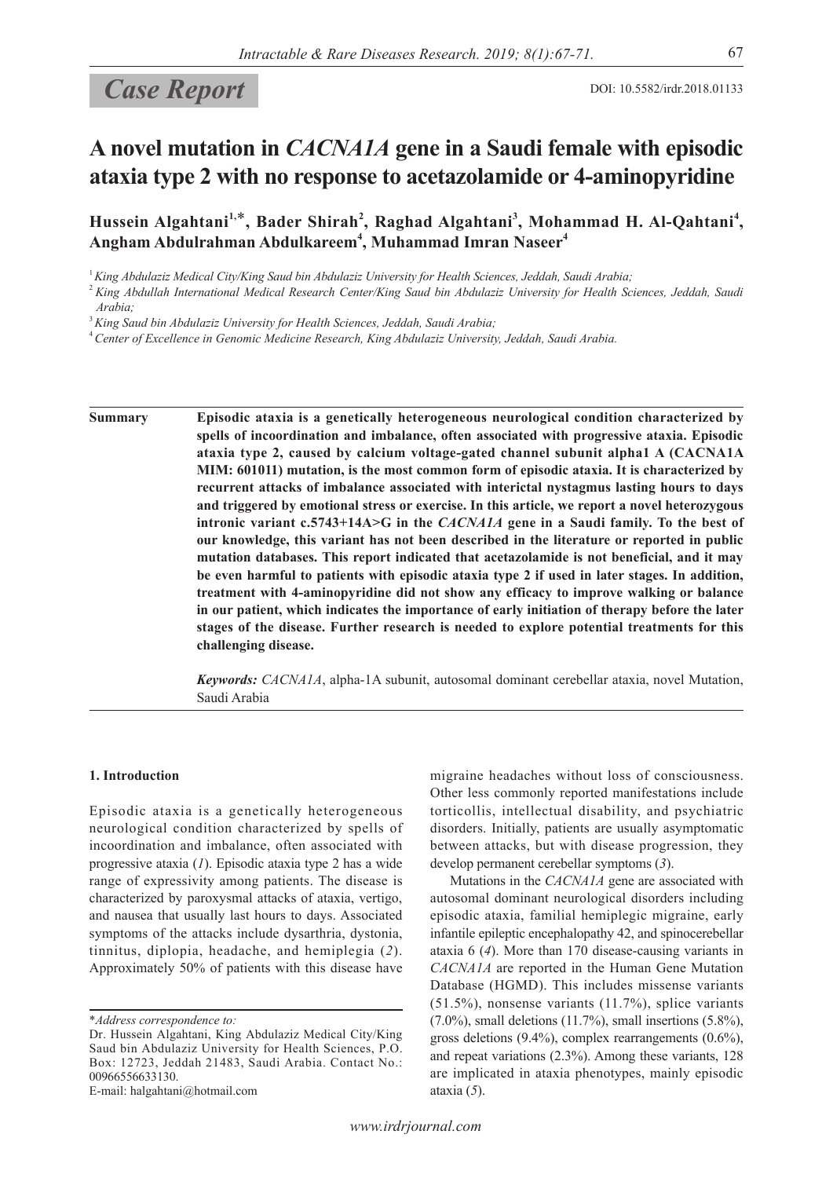*Case Report*

DOI: 10.5582/irdr.2018.01133

# A novel mutation in *CACNA1A* gene in a Saudi female with episodic ataxia type 2 with no response to acetazolamide or 4-aminopyridine

**Hussein Algahtani[1,*], Bader Shirah[2], Raghad Algahtani[3], Mohammad H. Al-Qahtani[4], Angham Abdulrahman Abdulkareem[4], Muhammad Imran Naseer[4]**

[1] *King Abdulaziz Medical City/King Saud bin Abdulaziz University for Health Sciences, Jeddah, Saudi Arabia;*
[2] *King Abdullah International Medical Research Center/King Saud bin Abdulaziz University for Health Sciences, Jeddah, Saudi Arabia;*
[3] *King Saud bin Abdulaziz University for Health Sciences, Jeddah, Saudi Arabia;*
[4] *Center of Excellence in Genomic Medicine Research, King Abdulaziz University, Jeddah, Saudi Arabia.*

**Summary** **Episodic ataxia is a genetically heterogeneous neurological condition characterized by spells of incoordination and imbalance, often associated with progressive ataxia. Episodic ataxia type 2, caused by calcium voltage-gated channel subunit alpha1 A (CACNA1A MIM: 601011) mutation, is the most common form of episodic ataxia. It is characterized by recurrent attacks of imbalance associated with interictal nystagmus lasting hours to days and triggered by emotional stress or exercise. In this article, we report a novel heterozygous intronic variant c.5743+14A>G in the *CACNA1A* gene in a Saudi family. To the best of our knowledge, this variant has not been described in the literature or reported in public mutation databases. This report indicated that acetazolamide is not beneficial, and it may be even harmful to patients with episodic ataxia type 2 if used in later stages. In addition, treatment with 4-aminopyridine did not show any efficacy to improve walking or balance in our patient, which indicates the importance of early initiation of therapy before the later stages of the disease. Further research is needed to explore potential treatments for this challenging disease.**

***Keywords:*** *CACNA1A*, alpha-1A subunit, autosomal dominant cerebellar ataxia, novel Mutation, Saudi Arabia

## 1. Introduction

Episodic ataxia is a genetically heterogeneous neurological condition characterized by spells of incoordination and imbalance, often associated with progressive ataxia (*1*). Episodic ataxia type 2 has a wide range of expressivity among patients. The disease is characterized by paroxysmal attacks of ataxia, vertigo, and nausea that usually last hours to days. Associated symptoms of the attacks include dysarthria, dystonia, tinnitus, diplopia, headache, and hemiplegia (*2*). Approximately 50% of patients with this disease have migraine headaches without loss of consciousness. Other less commonly reported manifestations include torticollis, intellectual disability, and psychiatric disorders. Initially, patients are usually asymptomatic between attacks, but with disease progression, they develop permanent cerebellar symptoms (*3*).

Mutations in the *CACNA1A* gene are associated with autosomal dominant neurological disorders including episodic ataxia, familial hemiplegic migraine, early infantile epileptic encephalopathy 42, and spinocerebellar ataxia 6 (*4*). More than 170 disease-causing variants in *CACNA1A* are reported in the Human Gene Mutation Database (HGMD). This includes missense variants (51.5%), nonsense variants (11.7%), splice variants (7.0%), small deletions (11.7%), small insertions (5.8%), gross deletions (9.4%), complex rearrangements (0.6%), and repeat variations (2.3%). Among these variants, 128 are implicated in ataxia phenotypes, mainly episodic ataxia (*5*).

*Address correspondence to:
Dr. Hussein Algahtani, King Abdulaziz Medical City/King Saud bin Abdulaziz University for Health Sciences, P.O. Box: 12723, Jeddah 21483, Saudi Arabia. Contact No.: 00966556633130.
E-mail: halgahtani@hotmail.com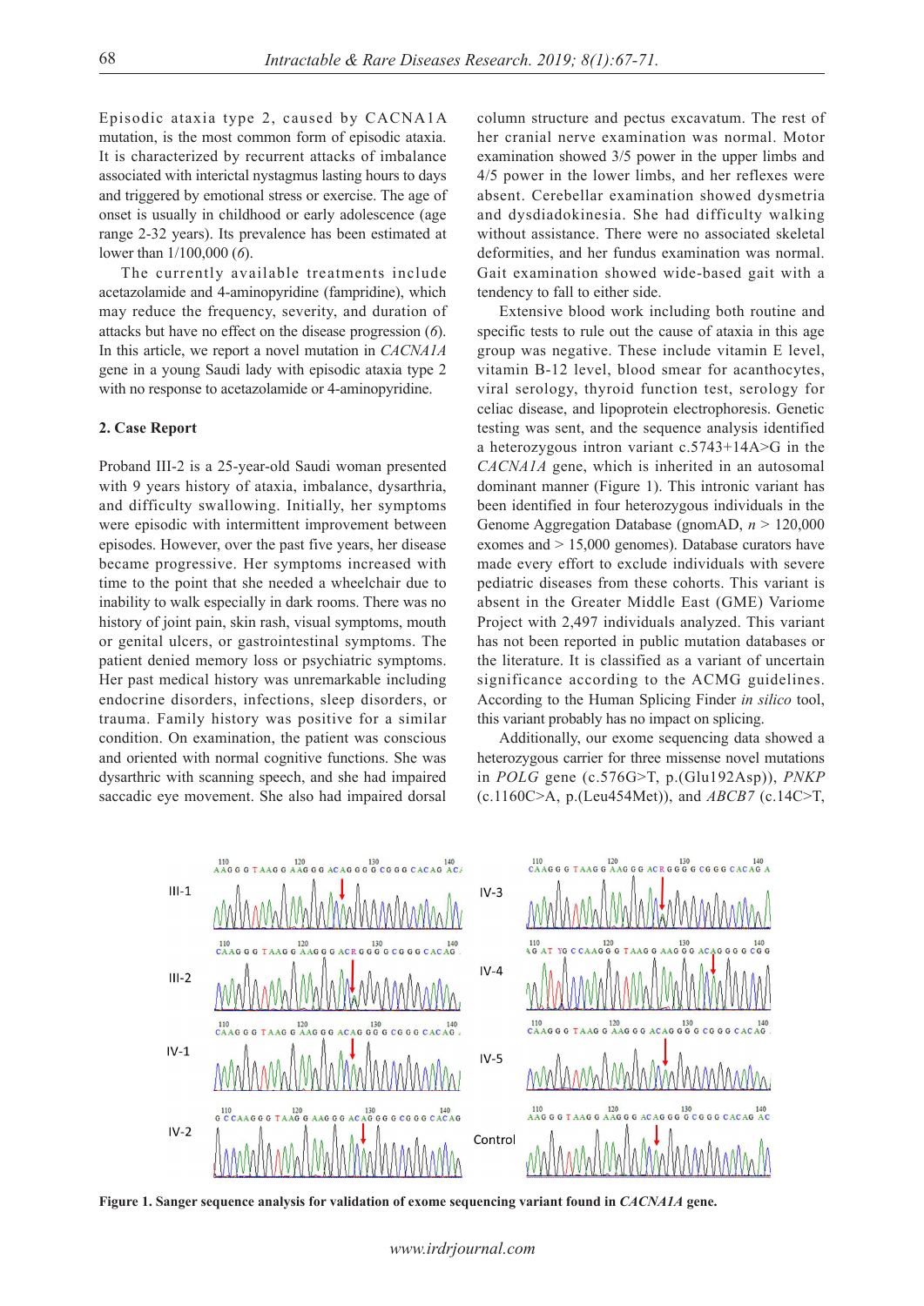Episodic ataxia type 2, caused by CACNA1A mutation, is the most common form of episodic ataxia. It is characterized by recurrent attacks of imbalance associated with interictal nystagmus lasting hours to days and triggered by emotional stress or exercise. The age of onset is usually in childhood or early adolescence (age range 2-32 years). Its prevalence has been estimated at lower than 1/100,000 (*6*).

The currently available treatments include acetazolamide and 4-aminopyridine (fampridine), which may reduce the frequency, severity, and duration of attacks but have no effect on the disease progression (*6*). In this article, we report a novel mutation in *CACNA1A* gene in a young Saudi lady with episodic ataxia type 2 with no response to acetazolamide or 4-aminopyridine.

## 2. Case Report

Proband III-2 is a 25-year-old Saudi woman presented with 9 years history of ataxia, imbalance, dysarthria, and difficulty swallowing. Initially, her symptoms were episodic with intermittent improvement between episodes. However, over the past five years, her disease became progressive. Her symptoms increased with time to the point that she needed a wheelchair due to inability to walk especially in dark rooms. There was no history of joint pain, skin rash, visual symptoms, mouth or genital ulcers, or gastrointestinal symptoms. The patient denied memory loss or psychiatric symptoms. Her past medical history was unremarkable including endocrine disorders, infections, sleep disorders, or trauma. Family history was positive for a similar condition. On examination, the patient was conscious and oriented with normal cognitive functions. She was dysarthric with scanning speech, and she had impaired saccadic eye movement. She also had impaired dorsal column structure and pectus excavatum. The rest of her cranial nerve examination was normal. Motor examination showed 3/5 power in the upper limbs and 4/5 power in the lower limbs, and her reflexes were absent. Cerebellar examination showed dysmetria and dysdiadokinesia. She had difficulty walking without assistance. There were no associated skeletal deformities, and her fundus examination was normal. Gait examination showed wide-based gait with a tendency to fall to either side.

Extensive blood work including both routine and specific tests to rule out the cause of ataxia in this age group was negative. These include vitamin E level, vitamin B-12 level, blood smear for acanthocytes, viral serology, thyroid function test, serology for celiac disease, and lipoprotein electrophoresis. Genetic testing was sent, and the sequence analysis identified a heterozygous intron variant c.5743+14A>G in the *CACNA1A* gene, which is inherited in an autosomal dominant manner (Figure 1). This intronic variant has been identified in four heterozygous individuals in the Genome Aggregation Database (gnomAD, *n* > 120,000 exomes and > 15,000 genomes). Database curators have made every effort to exclude individuals with severe pediatric diseases from these cohorts. This variant is absent in the Greater Middle East (GME) Variome Project with 2,497 individuals analyzed. This variant has not been reported in public mutation databases or the literature. It is classified as a variant of uncertain significance according to the ACMG guidelines. According to the Human Splicing Finder *in silico* tool, this variant probably has no impact on splicing.

Additionally, our exome sequencing data showed a heterozygous carrier for three missense novel mutations in *POLG* gene (c.576G>T, p.(Glu192Asp)), *PNKP* (c.1160C>A, p.(Leu454Met)), and *ABCB7* (c.14C>T,

**Figure 1. Sanger sequence analysis for validation of exome sequencing variant found in *CACNA1A* gene.**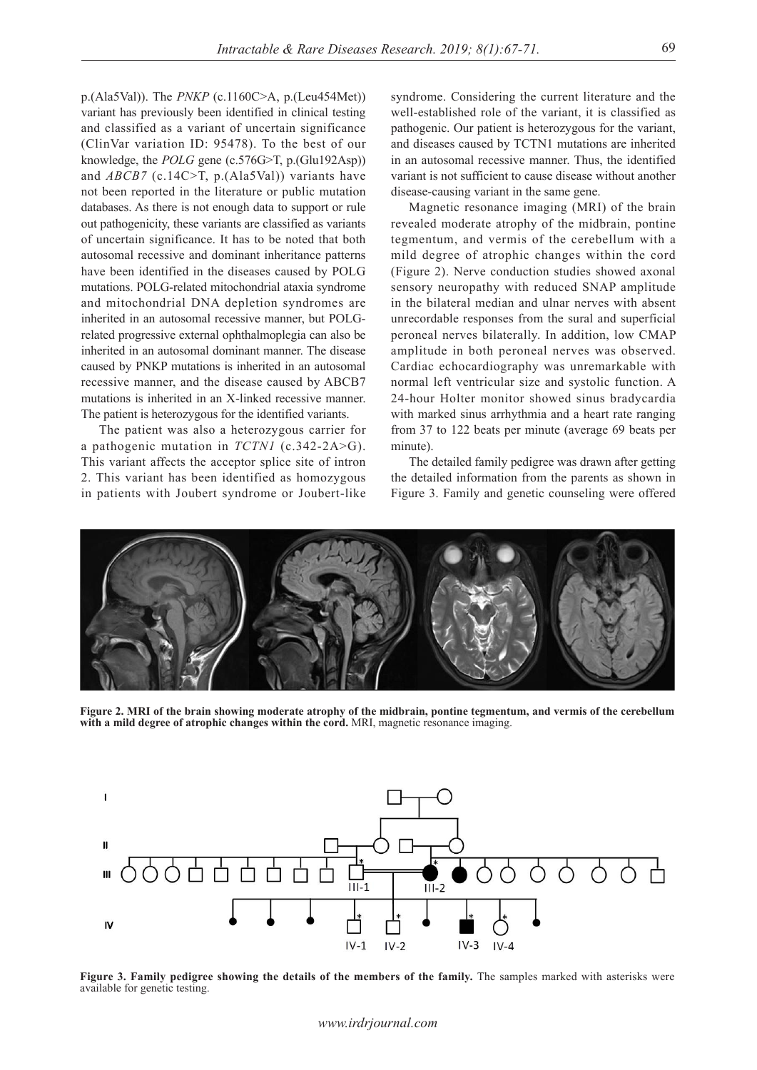p.(Ala5Val)). The *PNKP* (c.1160C>A, p.(Leu454Met)) variant has previously been identified in clinical testing and classified as a variant of uncertain significance (ClinVar variation ID: 95478). To the best of our knowledge, the *POLG* gene (c.576G>T, p.(Glu192Asp)) and *ABCB7* (c.14C>T, p.(Ala5Val)) variants have not been reported in the literature or public mutation databases. As there is not enough data to support or rule out pathogenicity, these variants are classified as variants of uncertain significance. It has to be noted that both autosomal recessive and dominant inheritance patterns have been identified in the diseases caused by POLG mutations. POLG-related mitochondrial ataxia syndrome and mitochondrial DNA depletion syndromes are inherited in an autosomal recessive manner, but POLG-related progressive external ophthalmoplegia can also be inherited in an autosomal dominant manner. The disease caused by PNKP mutations is inherited in an autosomal recessive manner, and the disease caused by ABCB7 mutations is inherited in an X-linked recessive manner. The patient is heterozygous for the identified variants.

The patient was also a heterozygous carrier for a pathogenic mutation in *TCTN1* (c.342-2A>G). This variant affects the acceptor splice site of intron 2. This variant has been identified as homozygous in patients with Joubert syndrome or Joubert-like syndrome. Considering the current literature and the well-established role of the variant, it is classified as pathogenic. Our patient is heterozygous for the variant, and diseases caused by TCTN1 mutations are inherited in an autosomal recessive manner. Thus, the identified variant is not sufficient to cause disease without another disease-causing variant in the same gene.

Magnetic resonance imaging (MRI) of the brain revealed moderate atrophy of the midbrain, pontine tegmentum, and vermis of the cerebellum with a mild degree of atrophic changes within the cord (Figure 2). Nerve conduction studies showed axonal sensory neuropathy with reduced SNAP amplitude in the bilateral median and ulnar nerves with absent unrecordable responses from the sural and superficial peroneal nerves bilaterally. In addition, low CMAP amplitude in both peroneal nerves was observed. Cardiac echocardiography was unremarkable with normal left ventricular size and systolic function. A 24-hour Holter monitor showed sinus bradycardia with marked sinus arrhythmia and a heart rate ranging from 37 to 122 beats per minute (average 69 beats per minute).

The detailed family pedigree was drawn after getting the detailed information from the parents as shown in Figure 3. Family and genetic counseling were offered

**Figure 2. MRI of the brain showing moderate atrophy of the midbrain, pontine tegmentum, and vermis of the cerebellum with a mild degree of atrophic changes within the cord.** MRI, magnetic resonance imaging.

**Figure 3. Family pedigree showing the details of the members of the family.** The samples marked with asterisks were available for genetic testing.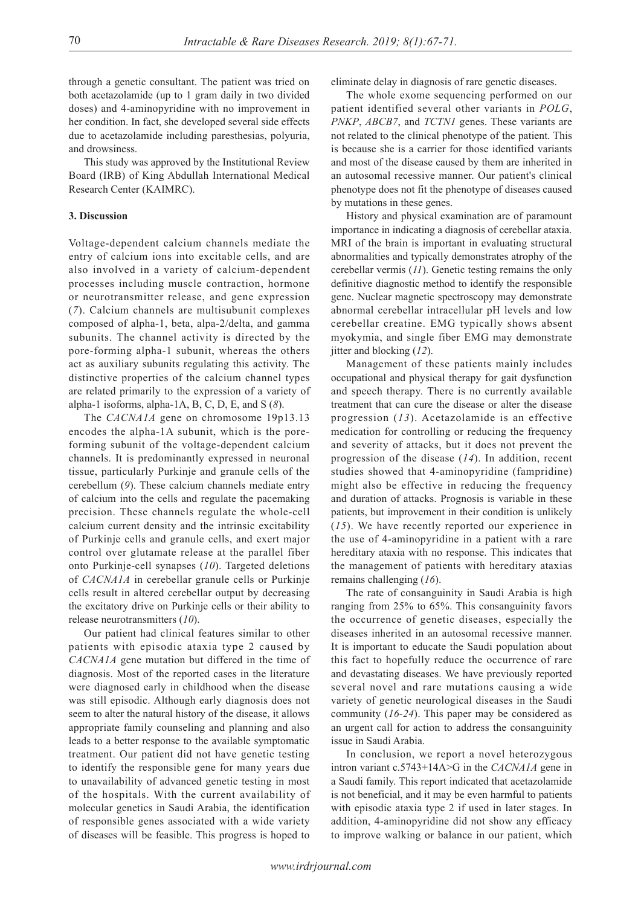through a genetic consultant. The patient was tried on both acetazolamide (up to 1 gram daily in two divided doses) and 4-aminopyridine with no improvement in her condition. In fact, she developed several side effects due to acetazolamide including paresthesias, polyuria, and drowsiness.

This study was approved by the Institutional Review Board (IRB) of King Abdullah International Medical Research Center (KAIMRC).

### 3. Discussion

Voltage-dependent calcium channels mediate the entry of calcium ions into excitable cells, and are also involved in a variety of calcium-dependent processes including muscle contraction, hormone or neurotransmitter release, and gene expression (*7*). Calcium channels are multisubunit complexes composed of alpha-1, beta, alpa-2/delta, and gamma subunits. The channel activity is directed by the pore-forming alpha-1 subunit, whereas the others act as auxiliary subunits regulating this activity. The distinctive properties of the calcium channel types are related primarily to the expression of a variety of alpha-1 isoforms, alpha-1A, B, C, D, E, and S (*8*).

The *CACNA1A* gene on chromosome 19p13.13 encodes the alpha-1A subunit, which is the pore-forming subunit of the voltage-dependent calcium channels. It is predominantly expressed in neuronal tissue, particularly Purkinje and granule cells of the cerebellum (*9*). These calcium channels mediate entry of calcium into the cells and regulate the pacemaking precision. These channels regulate the whole-cell calcium current density and the intrinsic excitability of Purkinje cells and granule cells, and exert major control over glutamate release at the parallel fiber onto Purkinje-cell synapses (*10*). Targeted deletions of *CACNA1A* in cerebellar granule cells or Purkinje cells result in altered cerebellar output by decreasing the excitatory drive on Purkinje cells or their ability to release neurotransmitters (*10*).

Our patient had clinical features similar to other patients with episodic ataxia type 2 caused by *CACNA1A* gene mutation but differed in the time of diagnosis. Most of the reported cases in the literature were diagnosed early in childhood when the disease was still episodic. Although early diagnosis does not seem to alter the natural history of the disease, it allows appropriate family counseling and planning and also leads to a better response to the available symptomatic treatment. Our patient did not have genetic testing to identify the responsible gene for many years due to unavailability of advanced genetic testing in most of the hospitals. With the current availability of molecular genetics in Saudi Arabia, the identification of responsible genes associated with a wide variety of diseases will be feasible. This progress is hoped to eliminate delay in diagnosis of rare genetic diseases.

The whole exome sequencing performed on our patient identified several other variants in *POLG*, *PNKP*, *ABCB7*, and *TCTN1* genes. These variants are not related to the clinical phenotype of the patient. This is because she is a carrier for those identified variants and most of the disease caused by them are inherited in an autosomal recessive manner. Our patient's clinical phenotype does not fit the phenotype of diseases caused by mutations in these genes.

History and physical examination are of paramount importance in indicating a diagnosis of cerebellar ataxia. MRI of the brain is important in evaluating structural abnormalities and typically demonstrates atrophy of the cerebellar vermis (*11*). Genetic testing remains the only definitive diagnostic method to identify the responsible gene. Nuclear magnetic spectroscopy may demonstrate abnormal cerebellar intracellular pH levels and low cerebellar creatine. EMG typically shows absent myokymia, and single fiber EMG may demonstrate jitter and blocking (*12*).

Management of these patients mainly includes occupational and physical therapy for gait dysfunction and speech therapy. There is no currently available treatment that can cure the disease or alter the disease progression (*13*). Acetazolamide is an effective medication for controlling or reducing the frequency and severity of attacks, but it does not prevent the progression of the disease (*14*). In addition, recent studies showed that 4-aminopyridine (fampridine) might also be effective in reducing the frequency and duration of attacks. Prognosis is variable in these patients, but improvement in their condition is unlikely (*15*). We have recently reported our experience in the use of 4-aminopyridine in a patient with a rare hereditary ataxia with no response. This indicates that the management of patients with hereditary ataxias remains challenging (*16*).

The rate of consanguinity in Saudi Arabia is high ranging from 25% to 65%. This consanguinity favors the occurrence of genetic diseases, especially the diseases inherited in an autosomal recessive manner. It is important to educate the Saudi population about this fact to hopefully reduce the occurrence of rare and devastating diseases. We have previously reported several novel and rare mutations causing a wide variety of genetic neurological diseases in the Saudi community (*16-24*). This paper may be considered as an urgent call for action to address the consanguinity issue in Saudi Arabia.

In conclusion, we report a novel heterozygous intron variant c.5743+14A>G in the *CACNA1A* gene in a Saudi family. This report indicated that acetazolamide is not beneficial, and it may be even harmful to patients with episodic ataxia type 2 if used in later stages. In addition, 4-aminopyridine did not show any efficacy to improve walking or balance in our patient, which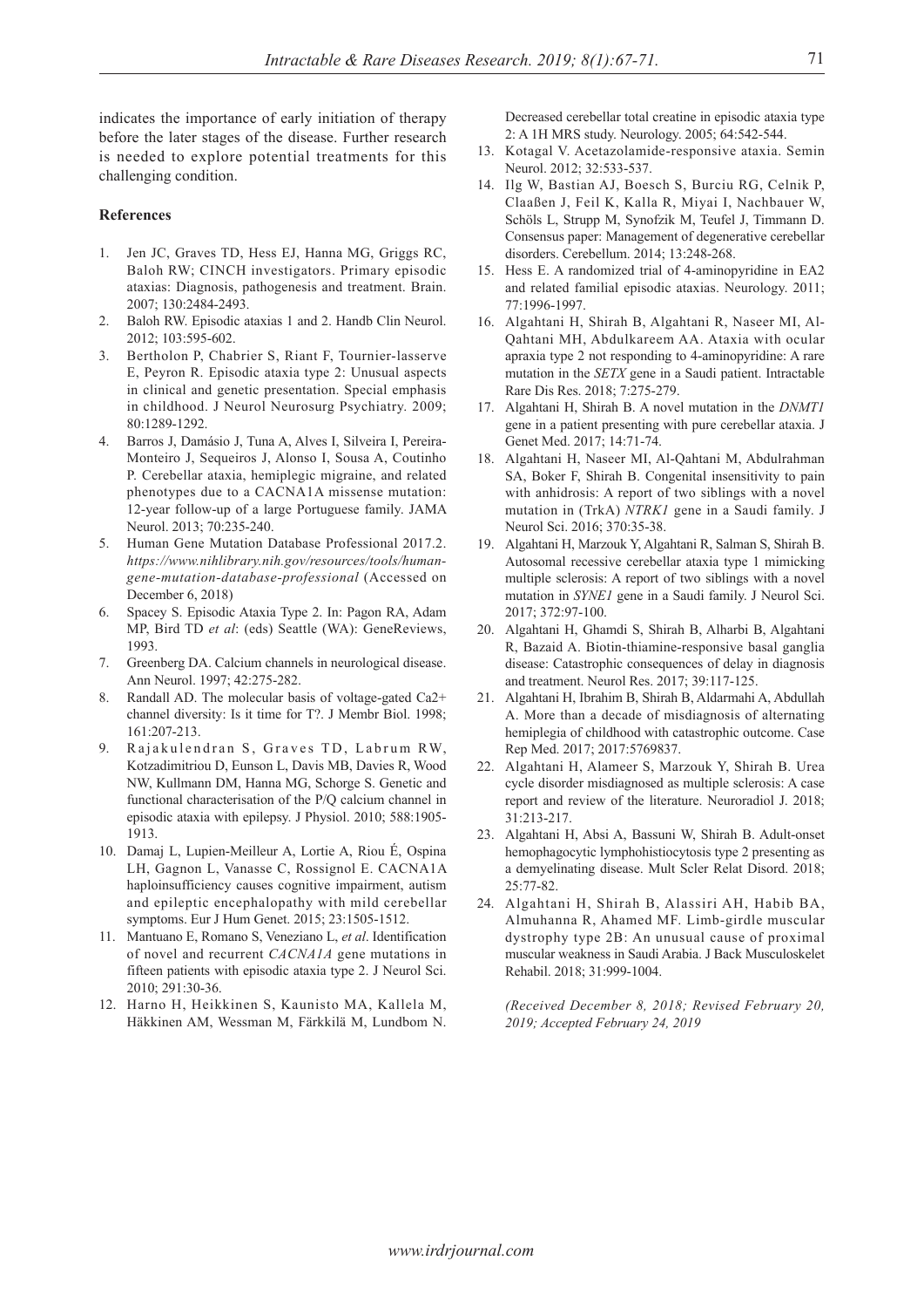indicates the importance of early initiation of therapy before the later stages of the disease. Further research is needed to explore potential treatments for this challenging condition.

## References

1. Jen JC, Graves TD, Hess EJ, Hanna MG, Griggs RC, Baloh RW; CINCH investigators. Primary episodic ataxias: Diagnosis, pathogenesis and treatment. Brain. 2007; 130:2484-2493.
2. Baloh RW. Episodic ataxias 1 and 2. Handb Clin Neurol. 2012; 103:595-602.
3. Bertholon P, Chabrier S, Riant F, Tournier-lasserve E, Peyron R. Episodic ataxia type 2: Unusual aspects in clinical and genetic presentation. Special emphasis in childhood. J Neurol Neurosurg Psychiatry. 2009; 80:1289-1292.
4. Barros J, Damásio J, Tuna A, Alves I, Silveira I, Pereira-Monteiro J, Sequeiros J, Alonso I, Sousa A, Coutinho P. Cerebellar ataxia, hemiplegic migraine, and related phenotypes due to a CACNA1A missense mutation: 12-year follow-up of a large Portuguese family. JAMA Neurol. 2013; 70:235-240.
5. Human Gene Mutation Database Professional 2017.2. *https://www.nihlibrary.nih.gov/resources/tools/human-gene-mutation-database-professional* (Accessed on December 6, 2018)
6. Spacey S. Episodic Ataxia Type 2. In: Pagon RA, Adam MP, Bird TD *et al*: (eds) Seattle (WA): GeneReviews, 1993.
7. Greenberg DA. Calcium channels in neurological disease. Ann Neurol. 1997; 42:275-282.
8. Randall AD. The molecular basis of voltage-gated Ca2+ channel diversity: Is it time for T?. J Membr Biol. 1998; 161:207-213.
9. Rajakulendran S, Graves TD, Labrum RW, Kotzadimitriou D, Eunson L, Davis MB, Davies R, Wood NW, Kullmann DM, Hanna MG, Schorge S. Genetic and functional characterisation of the P/Q calcium channel in episodic ataxia with epilepsy. J Physiol. 2010; 588:1905-1913.
10. Damaj L, Lupien-Meilleur A, Lortie A, Riou É, Ospina LH, Gagnon L, Vanasse C, Rossignol E. CACNA1A haploinsufficiency causes cognitive impairment, autism and epileptic encephalopathy with mild cerebellar symptoms. Eur J Hum Genet. 2015; 23:1505-1512.
11. Mantuano E, Romano S, Veneziano L, *et al*. Identification of novel and recurrent *CACNA1A* gene mutations in fifteen patients with episodic ataxia type 2. J Neurol Sci. 2010; 291:30-36.
12. Harno H, Heikkinen S, Kaunisto MA, Kallela M, Häkkinen AM, Wessman M, Färkkilä M, Lundbom N. Decreased cerebellar total creatine in episodic ataxia type 2: A 1H MRS study. Neurology. 2005; 64:542-544.
13. Kotagal V. Acetazolamide-responsive ataxia. Semin Neurol. 2012; 32:533-537.
14. Ilg W, Bastian AJ, Boesch S, Burciu RG, Celnik P, Claaßen J, Feil K, Kalla R, Miyai I, Nachbauer W, Schöls L, Strupp M, Synofzik M, Teufel J, Timmann D. Consensus paper: Management of degenerative cerebellar disorders. Cerebellum. 2014; 13:248-268.
15. Hess E. A randomized trial of 4-aminopyridine in EA2 and related familial episodic ataxias. Neurology. 2011; 77:1996-1997.
16. Algahtani H, Shirah B, Algahtani R, Naseer MI, Al-Qahtani MH, Abdulkareem AA. Ataxia with ocular apraxia type 2 not responding to 4-aminopyridine: A rare mutation in the *SETX* gene in a Saudi patient. Intractable Rare Dis Res. 2018; 7:275-279.
17. Algahtani H, Shirah B. A novel mutation in the *DNMT1* gene in a patient presenting with pure cerebellar ataxia. J Genet Med. 2017; 14:71-74.
18. Algahtani H, Naseer MI, Al-Qahtani M, Abdulrahman SA, Boker F, Shirah B. Congenital insensitivity to pain with anhidrosis: A report of two siblings with a novel mutation in (TrkA) *NTRK1* gene in a Saudi family. J Neurol Sci. 2016; 370:35-38.
19. Algahtani H, Marzouk Y, Algahtani R, Salman S, Shirah B. Autosomal recessive cerebellar ataxia type 1 mimicking multiple sclerosis: A report of two siblings with a novel mutation in *SYNE1* gene in a Saudi family. J Neurol Sci. 2017; 372:97-100.
20. Algahtani H, Ghamdi S, Shirah B, Alharbi B, Algahtani R, Bazaid A. Biotin-thiamine-responsive basal ganglia disease: Catastrophic consequences of delay in diagnosis and treatment. Neurol Res. 2017; 39:117-125.
21. Algahtani H, Ibrahim B, Shirah B, Aldarmahi A, Abdullah A. More than a decade of misdiagnosis of alternating hemiplegia of childhood with catastrophic outcome. Case Rep Med. 2017; 2017:5769837.
22. Algahtani H, Alameer S, Marzouk Y, Shirah B. Urea cycle disorder misdiagnosed as multiple sclerosis: A case report and review of the literature. Neuroradiol J. 2018; 31:213-217.
23. Algahtani H, Absi A, Bassuni W, Shirah B. Adult-onset hemophagocytic lymphohistiocytosis type 2 presenting as a demyelinating disease. Mult Scler Relat Disord. 2018; 25:77-82.
24. Algahtani H, Shirah B, Alassiri AH, Habib BA, Almuhanna R, Ahamed MF. Limb-girdle muscular dystrophy type 2B: An unusual cause of proximal muscular weakness in Saudi Arabia. J Back Musculoskelet Rehabil. 2018; 31:999-1004.

*(Received December 8, 2018; Revised February 20, 2019; Accepted February 24, 2019*